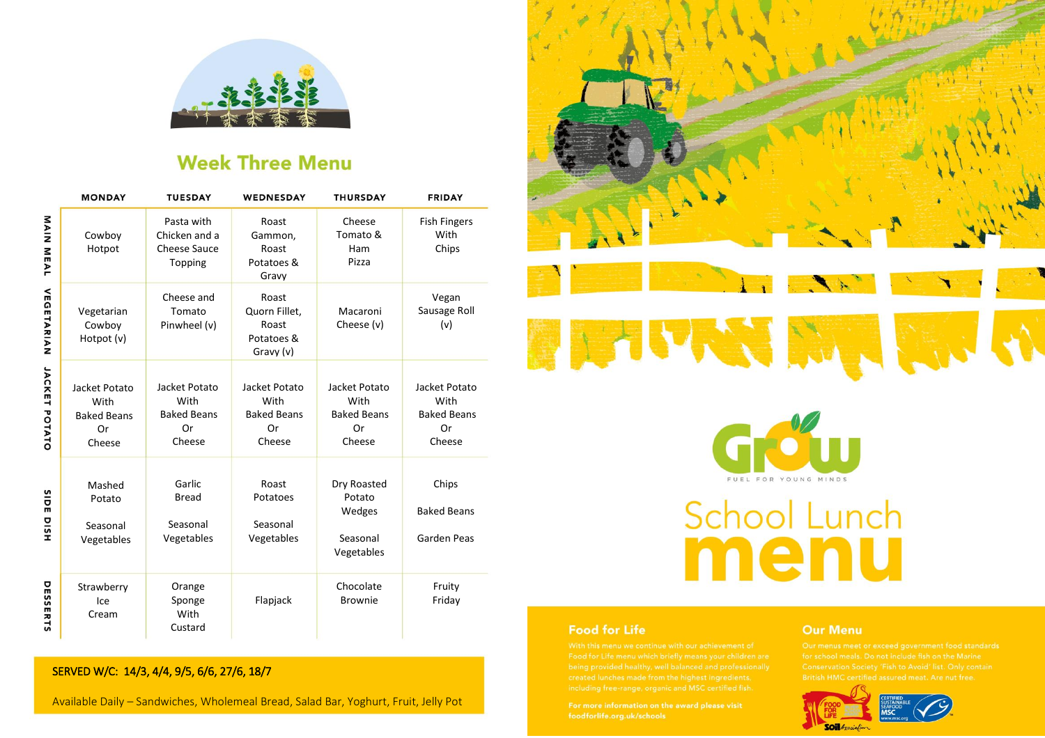# Week Three Menu

| | MONDAY | TUESDAY | WEDNESDAY | THURSDAY | FRIDAY |
|---|---|---|---|---|---|
| MAIN MEAL | Cowboy Hotpot | Pasta with Chicken and a Cheese Sauce Topping | Roast Gammon, Roast Potatoes & Gravy | Cheese Tomato & Ham Pizza | Fish Fingers With Chips |
| VEGETARIAN | Vegetarian Cowboy Hotpot (v) | Cheese and Tomato Pinwheel (v) | Roast Quorn Fillet, Roast Potatoes & Gravy (v) | Macaroni Cheese (v) | Vegan Sausage Roll (v) |
| JACKET POTATO | Jacket Potato With Baked Beans Or Cheese | Jacket Potato With Baked Beans Or Cheese | Jacket Potato With Baked Beans Or Cheese | Jacket Potato With Baked Beans Or Cheese | Jacket Potato With Baked Beans Or Cheese |
| SIDE DISH | Mashed Potato<br><br>Seasonal Vegetables | Garlic Bread<br><br>Seasonal Vegetables | Roast Potatoes<br><br>Seasonal Vegetables | Dry Roasted Potato Wedges<br><br>Seasonal Vegetables | Chips<br><br>Baked Beans<br><br>Garden Peas |
| DESSERTS | Strawberry Ice Cream | Orange Sponge With Custard | Flapjack | Chocolate Brownie | Fruity Friday |

SERVED W/C: 14/3, 4/4, 9/5, 6/6, 27/6, 18/7

Available Daily – Sandwiches, Wholemeal Bread, Salad Bar, Yoghurt, Fruit, Jelly Pot

Grow

FUEL FOR YOUNG MINDS

# School Lunch menu

## Food for Life

With this menu we continue with our achievement of Food for Life menu which briefly means your children are being provided healthy, well balanced and professionally created lunches made from the highest ingredients, including free-range, organic and MSC certified fish.

**For more information on the award please visit foodforlife.org.uk/schools**

## Our Menu

Our menus meet or exceed government food standards for school meals. Do not include fish on the Marine Conservation Society 'Fish to Avoid' list. Only contain British HMC certified assured meat. Are nut free.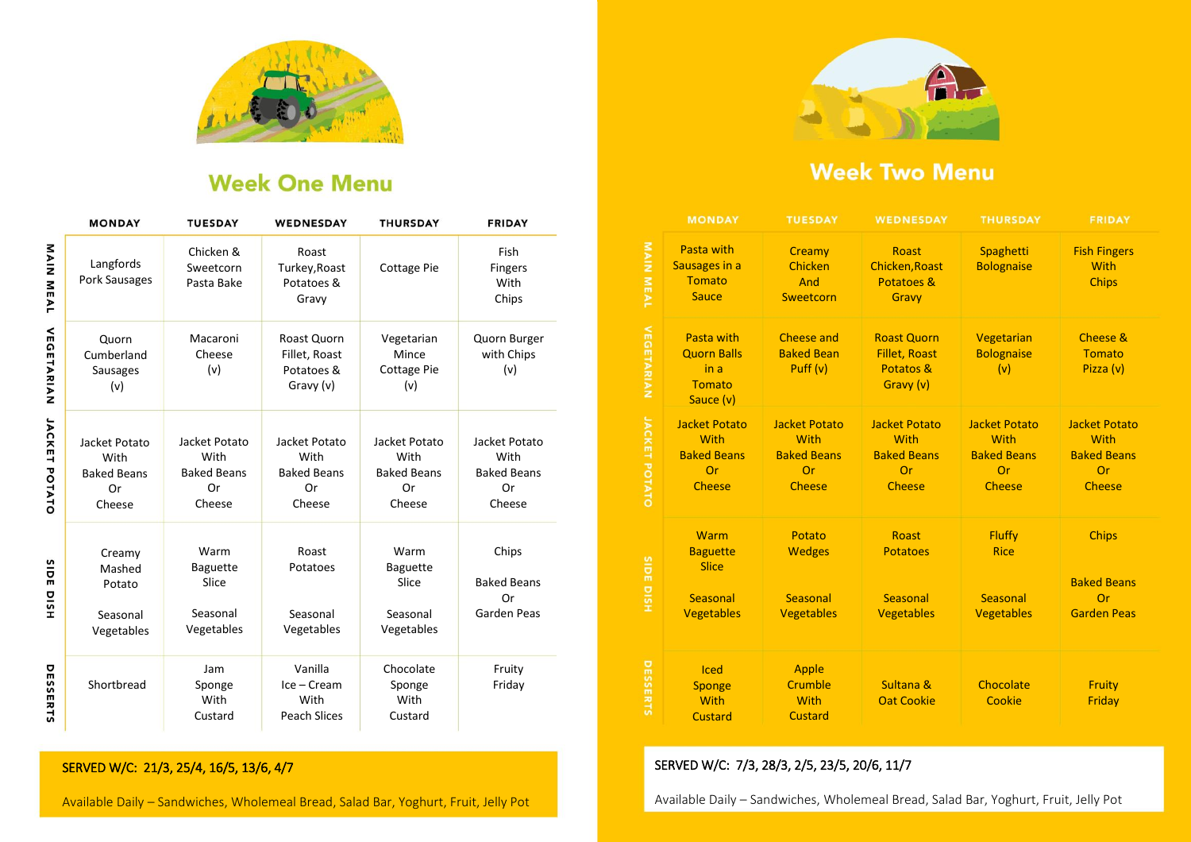## Week One Menu

| | MONDAY | TUESDAY | WEDNESDAY | THURSDAY | FRIDAY |
|---|---|---|---|---|---|
| MAIN MEAL | Langfords Pork Sausages | Chicken & Sweetcorn Pasta Bake | Roast Turkey,Roast Potatoes & Gravy | Cottage Pie | Fish Fingers With Chips |
| VEGETARIAN | Quorn Cumberland Sausages (v) | Macaroni Cheese (v) | Roast Quorn Fillet, Roast Potatoes & Gravy (v) | Vegetarian Mince Cottage Pie (v) | Quorn Burger with Chips (v) |
| JACKET POTATO | Jacket Potato With Baked Beans Or Cheese | Jacket Potato With Baked Beans Or Cheese | Jacket Potato With Baked Beans Or Cheese | Jacket Potato With Baked Beans Or Cheese | Jacket Potato With Baked Beans Or Cheese |
| SIDE DISH | Creamy Mashed Potato<br>Seasonal Vegetables | Warm Baguette Slice<br>Seasonal Vegetables | Roast Potatoes<br>Seasonal Vegetables | Warm Baguette Slice<br>Seasonal Vegetables | Chips<br>Baked Beans Or Garden Peas |
| DESSERTS | Shortbread | Jam Sponge With Custard | Vanilla Ice – Cream With Peach Slices | Chocolate Sponge With Custard | Fruity Friday |

SERVED W/C: 21/3, 25/4, 16/5, 13/6, 4/7

Available Daily – Sandwiches, Wholemeal Bread, Salad Bar, Yoghurt, Fruit, Jelly Pot

## Week Two Menu

| | MONDAY | TUESDAY | WEDNESDAY | THURSDAY | FRIDAY |
|---|---|---|---|---|---|
| MAIN MEAL | Pasta with Sausages in a Tomato Sauce | Creamy Chicken And Sweetcorn | Roast Chicken,Roast Potatoes & Gravy | Spaghetti Bolognaise | Fish Fingers With Chips |
| VEGETARIAN | Pasta with Quorn Balls in a Tomato Sauce (v) | Cheese and Baked Bean Puff (v) | Roast Quorn Fillet, Roast Potatos & Gravy (v) | Vegetarian Bolognaise (v) | Cheese & Tomato Pizza (v) |
| JACKET POTATO | Jacket Potato With Baked Beans Or Cheese | Jacket Potato With Baked Beans Or Cheese | Jacket Potato With Baked Beans Or Cheese | Jacket Potato With Baked Beans Or Cheese | Jacket Potato With Baked Beans Or Cheese |
| SIDE DISH | Warm Baguette Slice<br>Seasonal Vegetables | Potato Wedges<br>Seasonal Vegetables | Roast Potatoes<br>Seasonal Vegetables | Fluffy Rice<br>Seasonal Vegetables | Chips<br>Baked Beans Or Garden Peas |
| DESSERTS | Iced Sponge With Custard | Apple Crumble With Custard | Sultana & Oat Cookie | Chocolate Cookie | Fruity Friday |

SERVED W/C: 7/3, 28/3, 2/5, 23/5, 20/6, 11/7

Available Daily – Sandwiches, Wholemeal Bread, Salad Bar, Yoghurt, Fruit, Jelly Pot